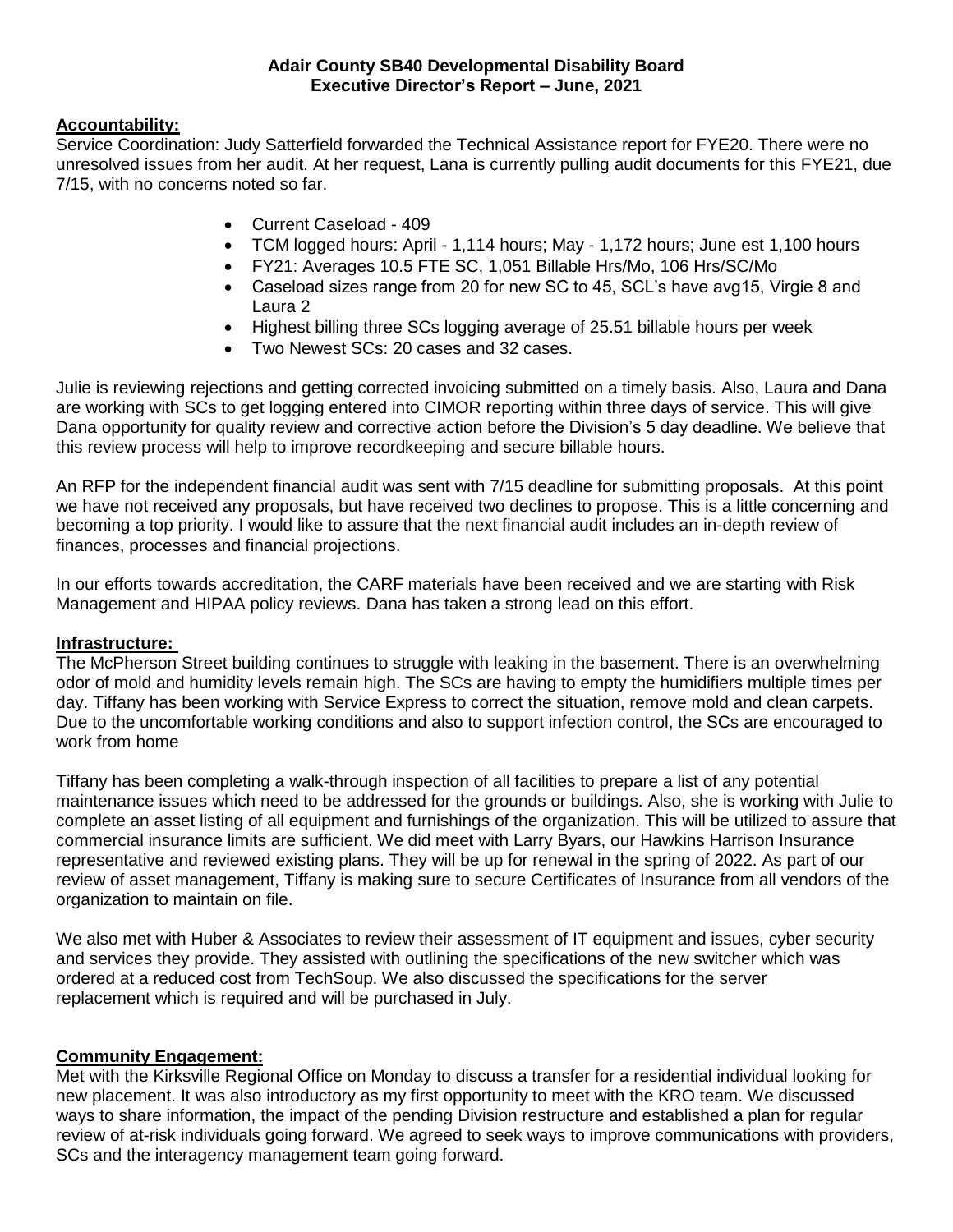**Adair County SB40 Developmental Disability Board**
**Executive Director's Report – June, 2021**

## Accountability:

Service Coordination: Judy Satterfield forwarded the Technical Assistance report for FYE20. There were no unresolved issues from her audit. At her request, Lana is currently pulling audit documents for this FYE21, due 7/15, with no concerns noted so far.

- Current Caseload - 409
- TCM logged hours: April - 1,114 hours; May - 1,172 hours; June est 1,100 hours
- FY21: Averages 10.5 FTE SC, 1,051 Billable Hrs/Mo, 106 Hrs/SC/Mo
- Caseload sizes range from 20 for new SC to 45, SCL's have avg15, Virgie 8 and Laura 2
- Highest billing three SCs logging average of 25.51 billable hours per week
- Two Newest SCs: 20 cases and 32 cases.

Julie is reviewing rejections and getting corrected invoicing submitted on a timely basis. Also, Laura and Dana are working with SCs to get logging entered into CIMOR reporting within three days of service. This will give Dana opportunity for quality review and corrective action before the Division's 5 day deadline. We believe that this review process will help to improve recordkeeping and secure billable hours.

An RFP for the independent financial audit was sent with 7/15 deadline for submitting proposals. At this point we have not received any proposals, but have received two declines to propose. This is a little concerning and becoming a top priority. I would like to assure that the next financial audit includes an in-depth review of finances, processes and financial projections.

In our efforts towards accreditation, the CARF materials have been received and we are starting with Risk Management and HIPAA policy reviews. Dana has taken a strong lead on this effort.

## Infrastructure:

The McPherson Street building continues to struggle with leaking in the basement. There is an overwhelming odor of mold and humidity levels remain high. The SCs are having to empty the humidifiers multiple times per day. Tiffany has been working with Service Express to correct the situation, remove mold and clean carpets. Due to the uncomfortable working conditions and also to support infection control, the SCs are encouraged to work from home

Tiffany has been completing a walk-through inspection of all facilities to prepare a list of any potential maintenance issues which need to be addressed for the grounds or buildings. Also, she is working with Julie to complete an asset listing of all equipment and furnishings of the organization. This will be utilized to assure that commercial insurance limits are sufficient. We did meet with Larry Byars, our Hawkins Harrison Insurance representative and reviewed existing plans. They will be up for renewal in the spring of 2022. As part of our review of asset management, Tiffany is making sure to secure Certificates of Insurance from all vendors of the organization to maintain on file.

We also met with Huber & Associates to review their assessment of IT equipment and issues, cyber security and services they provide. They assisted with outlining the specifications of the new switcher which was ordered at a reduced cost from TechSoup. We also discussed the specifications for the server replacement which is required and will be purchased in July.

## Community Engagement:

Met with the Kirksville Regional Office on Monday to discuss a transfer for a residential individual looking for new placement. It was also introductory as my first opportunity to meet with the KRO team. We discussed ways to share information, the impact of the pending Division restructure and established a plan for regular review of at-risk individuals going forward. We agreed to seek ways to improve communications with providers, SCs and the interagency management team going forward.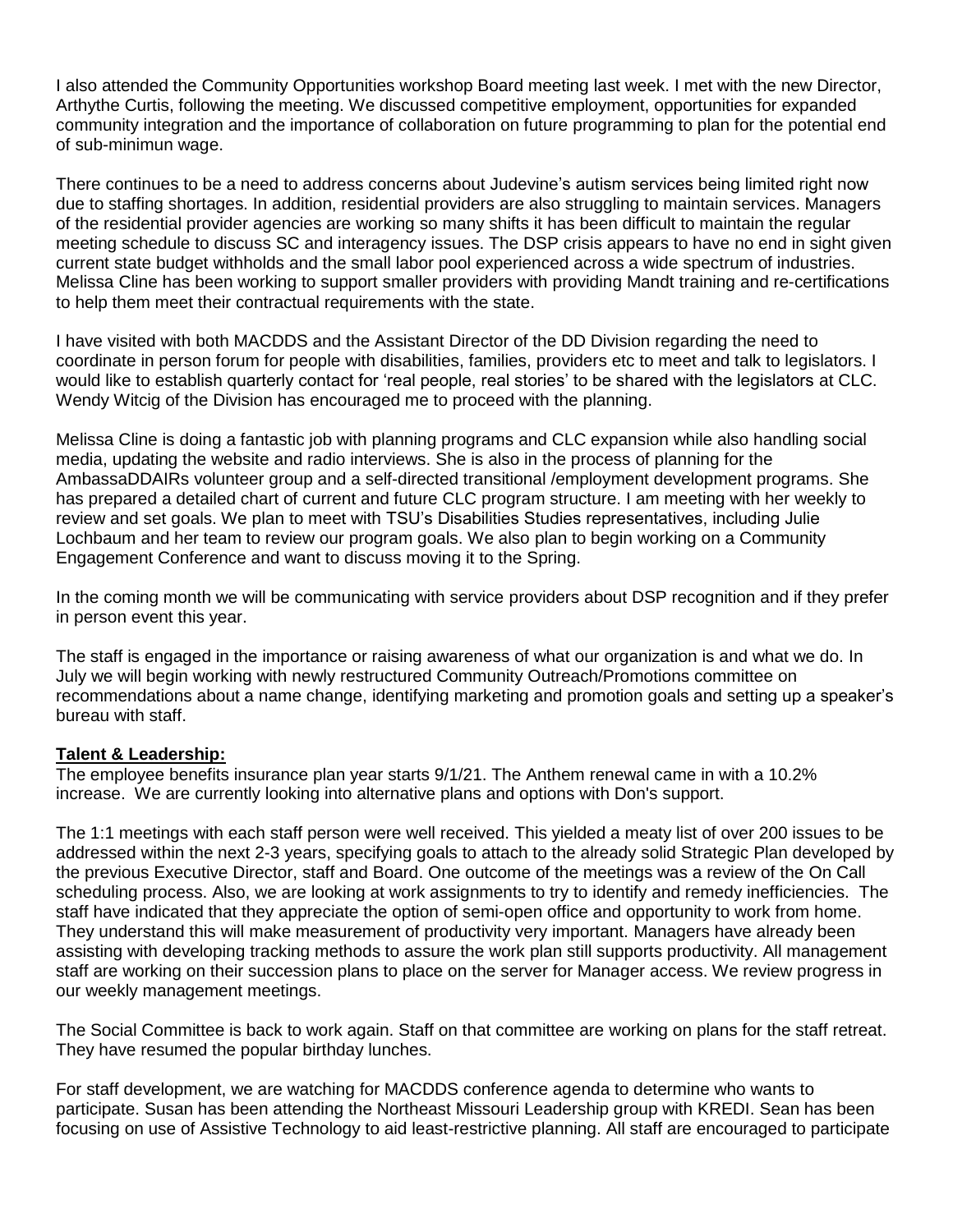I also attended the Community Opportunities workshop Board meeting last week. I met with the new Director, Arthythe Curtis, following the meeting. We discussed competitive employment, opportunities for expanded community integration and the importance of collaboration on future programming to plan for the potential end of sub-minimun wage.

There continues to be a need to address concerns about Judevine's autism services being limited right now due to staffing shortages. In addition, residential providers are also struggling to maintain services. Managers of the residential provider agencies are working so many shifts it has been difficult to maintain the regular meeting schedule to discuss SC and interagency issues. The DSP crisis appears to have no end in sight given current state budget withholds and the small labor pool experienced across a wide spectrum of industries. Melissa Cline has been working to support smaller providers with providing Mandt training and re-certifications to help them meet their contractual requirements with the state.

I have visited with both MACDDS and the Assistant Director of the DD Division regarding the need to coordinate in person forum for people with disabilities, families, providers etc to meet and talk to legislators. I would like to establish quarterly contact for 'real people, real stories' to be shared with the legislators at CLC. Wendy Witcig of the Division has encouraged me to proceed with the planning.

Melissa Cline is doing a fantastic job with planning programs and CLC expansion while also handling social media, updating the website and radio interviews. She is also in the process of planning for the AmbassaDDAIRs volunteer group and a self-directed transitional /employment development programs. She has prepared a detailed chart of current and future CLC program structure. I am meeting with her weekly to review and set goals. We plan to meet with TSU's Disabilities Studies representatives, including Julie Lochbaum and her team to review our program goals. We also plan to begin working on a Community Engagement Conference and want to discuss moving it to the Spring.

In the coming month we will be communicating with service providers about DSP recognition and if they prefer in person event this year.

The staff is engaged in the importance or raising awareness of what our organization is and what we do. In July we will begin working with newly restructured Community Outreach/Promotions committee on recommendations about a name change, identifying marketing and promotion goals and setting up a speaker's bureau with staff.

**Talent & Leadership:**

The employee benefits insurance plan year starts 9/1/21. The Anthem renewal came in with a 10.2% increase. We are currently looking into alternative plans and options with Don's support.

The 1:1 meetings with each staff person were well received. This yielded a meaty list of over 200 issues to be addressed within the next 2-3 years, specifying goals to attach to the already solid Strategic Plan developed by the previous Executive Director, staff and Board. One outcome of the meetings was a review of the On Call scheduling process. Also, we are looking at work assignments to try to identify and remedy inefficiencies. The staff have indicated that they appreciate the option of semi-open office and opportunity to work from home. They understand this will make measurement of productivity very important. Managers have already been assisting with developing tracking methods to assure the work plan still supports productivity. All management staff are working on their succession plans to place on the server for Manager access. We review progress in our weekly management meetings.

The Social Committee is back to work again. Staff on that committee are working on plans for the staff retreat. They have resumed the popular birthday lunches.

For staff development, we are watching for MACDDS conference agenda to determine who wants to participate. Susan has been attending the Northeast Missouri Leadership group with KREDI. Sean has been focusing on use of Assistive Technology to aid least-restrictive planning. All staff are encouraged to participate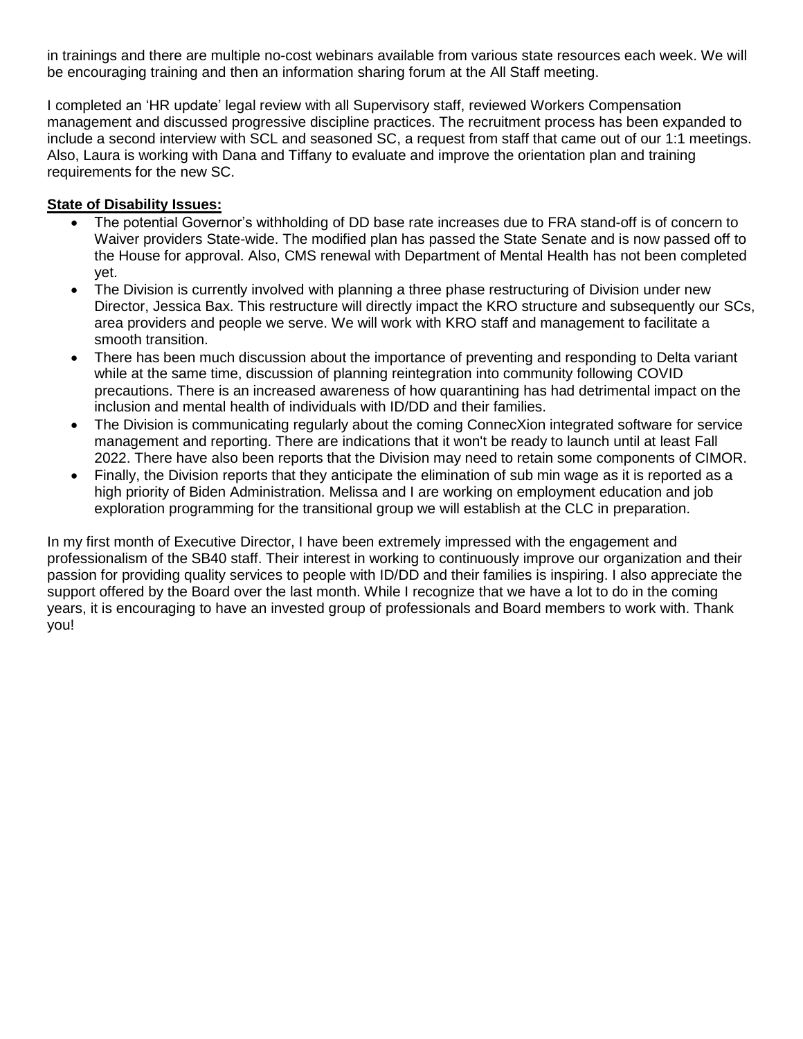in trainings and there are multiple no-cost webinars available from various state resources each week. We will be encouraging training and then an information sharing forum at the All Staff meeting.

I completed an 'HR update' legal review with all Supervisory staff, reviewed Workers Compensation management and discussed progressive discipline practices. The recruitment process has been expanded to include a second interview with SCL and seasoned SC, a request from staff that came out of our 1:1 meetings. Also, Laura is working with Dana and Tiffany to evaluate and improve the orientation plan and training requirements for the new SC.

**State of Disability Issues:**

- The potential Governor's withholding of DD base rate increases due to FRA stand-off is of concern to Waiver providers State-wide. The modified plan has passed the State Senate and is now passed off to the House for approval. Also, CMS renewal with Department of Mental Health has not been completed yet.
- The Division is currently involved with planning a three phase restructuring of Division under new Director, Jessica Bax. This restructure will directly impact the KRO structure and subsequently our SCs, area providers and people we serve. We will work with KRO staff and management to facilitate a smooth transition.
- There has been much discussion about the importance of preventing and responding to Delta variant while at the same time, discussion of planning reintegration into community following COVID precautions. There is an increased awareness of how quarantining has had detrimental impact on the inclusion and mental health of individuals with ID/DD and their families.
- The Division is communicating regularly about the coming ConnecXion integrated software for service management and reporting. There are indications that it won't be ready to launch until at least Fall 2022. There have also been reports that the Division may need to retain some components of CIMOR.
- Finally, the Division reports that they anticipate the elimination of sub min wage as it is reported as a high priority of Biden Administration. Melissa and I are working on employment education and job exploration programming for the transitional group we will establish at the CLC in preparation.

In my first month of Executive Director, I have been extremely impressed with the engagement and professionalism of the SB40 staff. Their interest in working to continuously improve our organization and their passion for providing quality services to people with ID/DD and their families is inspiring. I also appreciate the support offered by the Board over the last month. While I recognize that we have a lot to do in the coming years, it is encouraging to have an invested group of professionals and Board members to work with. Thank you!